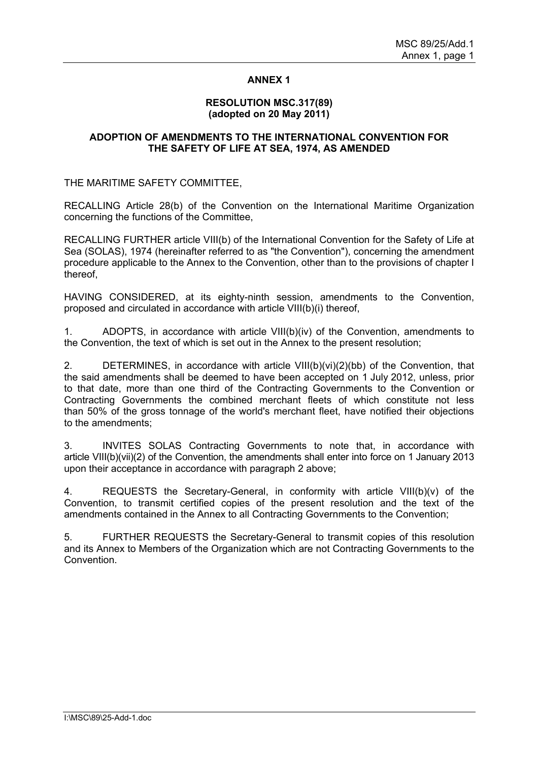# ANNEX 1

## RESOLUTION MSC.317(89)
**(adopted on 20 May 2011)**

## ADOPTION OF AMENDMENTS TO THE INTERNATIONAL CONVENTION FOR THE SAFETY OF LIFE AT SEA, 1974, AS AMENDED

THE MARITIME SAFETY COMMITTEE,

RECALLING Article 28(b) of the Convention on the International Maritime Organization concerning the functions of the Committee,

RECALLING FURTHER article VIII(b) of the International Convention for the Safety of Life at Sea (SOLAS), 1974 (hereinafter referred to as "the Convention"), concerning the amendment procedure applicable to the Annex to the Convention, other than to the provisions of chapter I thereof,

HAVING CONSIDERED, at its eighty-ninth session, amendments to the Convention, proposed and circulated in accordance with article VIII(b)(i) thereof,

1. ADOPTS, in accordance with article VIII(b)(iv) of the Convention, amendments to the Convention, the text of which is set out in the Annex to the present resolution;

2. DETERMINES, in accordance with article VIII(b)(vi)(2)(bb) of the Convention, that the said amendments shall be deemed to have been accepted on 1 July 2012, unless, prior to that date, more than one third of the Contracting Governments to the Convention or Contracting Governments the combined merchant fleets of which constitute not less than 50% of the gross tonnage of the world's merchant fleet, have notified their objections to the amendments;

3. INVITES SOLAS Contracting Governments to note that, in accordance with article VIII(b)(vii)(2) of the Convention, the amendments shall enter into force on 1 January 2013 upon their acceptance in accordance with paragraph 2 above;

4. REQUESTS the Secretary-General, in conformity with article VIII(b)(v) of the Convention, to transmit certified copies of the present resolution and the text of the amendments contained in the Annex to all Contracting Governments to the Convention;

5. FURTHER REQUESTS the Secretary-General to transmit copies of this resolution and its Annex to Members of the Organization which are not Contracting Governments to the Convention.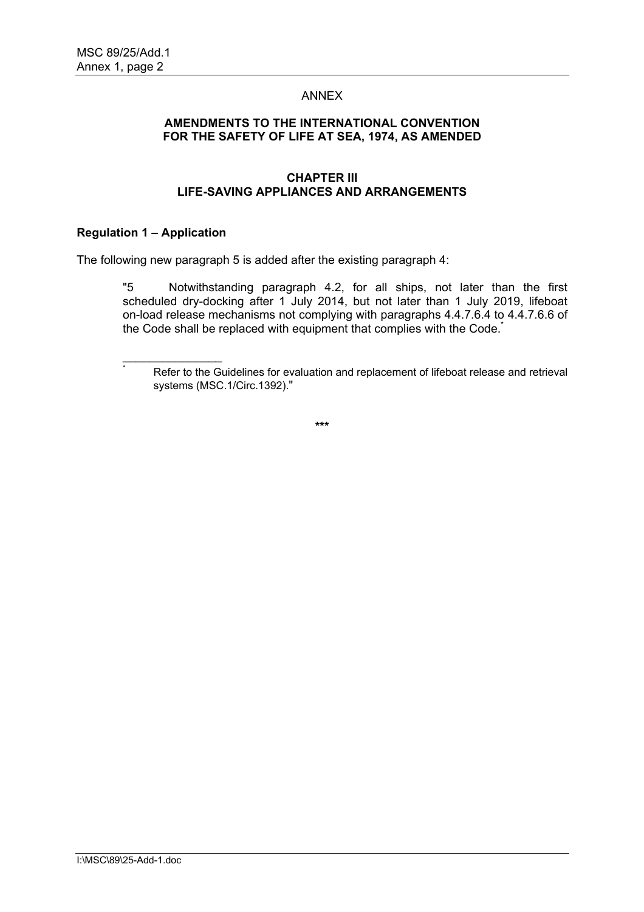ANNEX

## AMENDMENTS TO THE INTERNATIONAL CONVENTION FOR THE SAFETY OF LIFE AT SEA, 1974, AS AMENDED

### CHAPTER III LIFE-SAVING APPLIANCES AND ARRANGEMENTS

**Regulation 1 – Application**

The following new paragraph 5 is added after the existing paragraph 4:

> "5 Notwithstanding paragraph 4.2, for all ships, not later than the first scheduled dry-docking after 1 July 2014, but not later than 1 July 2019, lifeboat on-load release mechanisms not complying with paragraphs 4.4.7.6.4 to 4.4.7.6.6 of the Code shall be replaced with equipment that complies with the Code.*
>
> ---
>
> \* Refer to the Guidelines for evaluation and replacement of lifeboat release and retrieval systems (MSC.1/Circ.1392)."

***